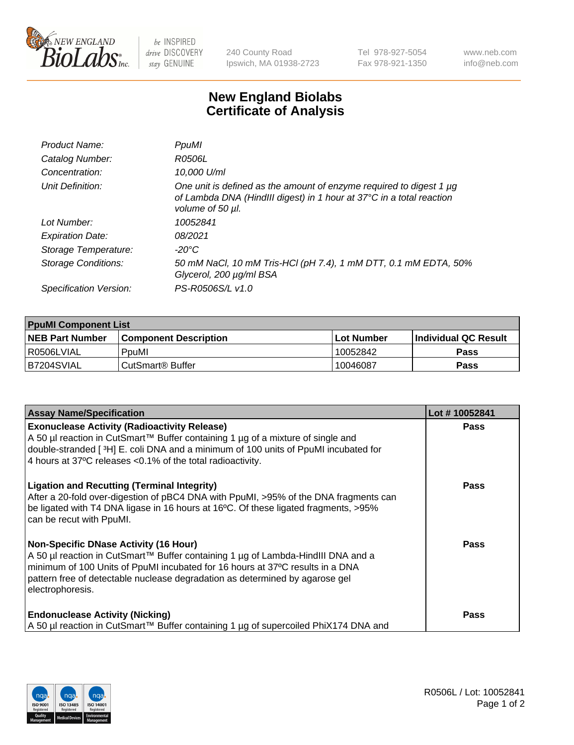# New England Biolabs
## Certificate of Analysis

| | |
|---|---|
| *Product Name:* | *PpuMI* |
| *Catalog Number:* | *R0506L* |
| *Concentration:* | *10,000 U/ml* |
| *Unit Definition:* | *One unit is defined as the amount of enzyme required to digest 1 µg of Lambda DNA (HindIII digest) in 1 hour at 37°C in a total reaction volume of 50 µl.* |
| *Lot Number:* | *10052841* |
| *Expiration Date:* | *08/2021* |
| *Storage Temperature:* | *-20°C* |
| *Storage Conditions:* | *50 mM NaCl, 10 mM Tris-HCl (pH 7.4), 1 mM DTT, 0.1 mM EDTA, 50% Glycerol, 200 µg/ml BSA* |
| *Specification Version:* | *PS-R0506S/L v1.0* |

| PpuMI Component List | | | |
|---|---|---|---|
| **NEB Part Number** | **Component Description** | **Lot Number** | **Individual QC Result** |
| R0506LVIAL | PpuMI | 10052842 | **Pass** |
| B7204SVIAL | CutSmart® Buffer | 10046087 | **Pass** |

| Assay Name/Specification | Lot # 10052841 |
|---|---|
| **Exonuclease Activity (Radioactivity Release)**<br>A 50 µl reaction in CutSmart™ Buffer containing 1 µg of a mixture of single and double-stranded [ $^3$H] E. coli DNA and a minimum of 100 units of PpuMI incubated for 4 hours at 37ºC releases <0.1% of the total radioactivity. | **Pass** |
| **Ligation and Recutting (Terminal Integrity)**<br>After a 20-fold over-digestion of pBC4 DNA with PpuMI, >95% of the DNA fragments can be ligated with T4 DNA ligase in 16 hours at 16ºC. Of these ligated fragments, >95% can be recut with PpuMI. | **Pass** |
| **Non-Specific DNase Activity (16 Hour)**<br>A 50 µl reaction in CutSmart™ Buffer containing 1 µg of Lambda-HindIII DNA and a minimum of 100 Units of PpuMI incubated for 16 hours at 37ºC results in a DNA pattern free of detectable nuclease degradation as determined by agarose gel electrophoresis. | **Pass** |
| **Endonuclease Activity (Nicking)**<br>A 50 µl reaction in CutSmart™ Buffer containing 1 µg of supercoiled PhiX174 DNA and | **Pass** |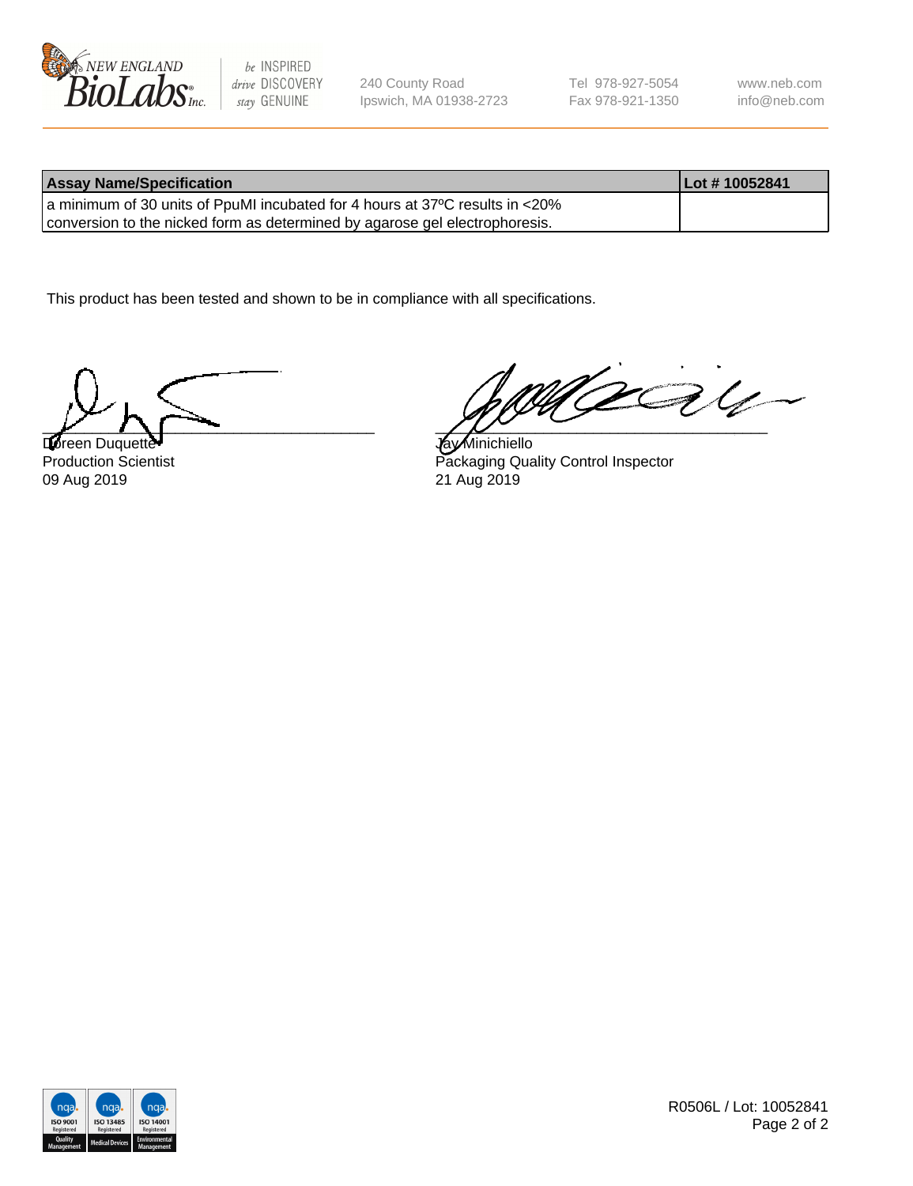New England BioLabs Inc. — be INSPIRED drive DISCOVERY stay GENUINE

240 County Road
Ipswich, MA 01938-2723

Tel 978-927-5054
Fax 978-921-1350

www.neb.com
info@neb.com

| Assay Name/Specification | Lot # 10052841 |
| --- | --- |
| a minimum of 30 units of PpuMI incubated for 4 hours at 37ºC results in <20% conversion to the nicked form as determined by agarose gel electrophoresis. | |

This product has been tested and shown to be in compliance with all specifications.

Doreen Duquette
Production Scientist
09 Aug 2019

Jay Minichiello
Packaging Quality Control Inspector
21 Aug 2019

R0506L / Lot: 10052841